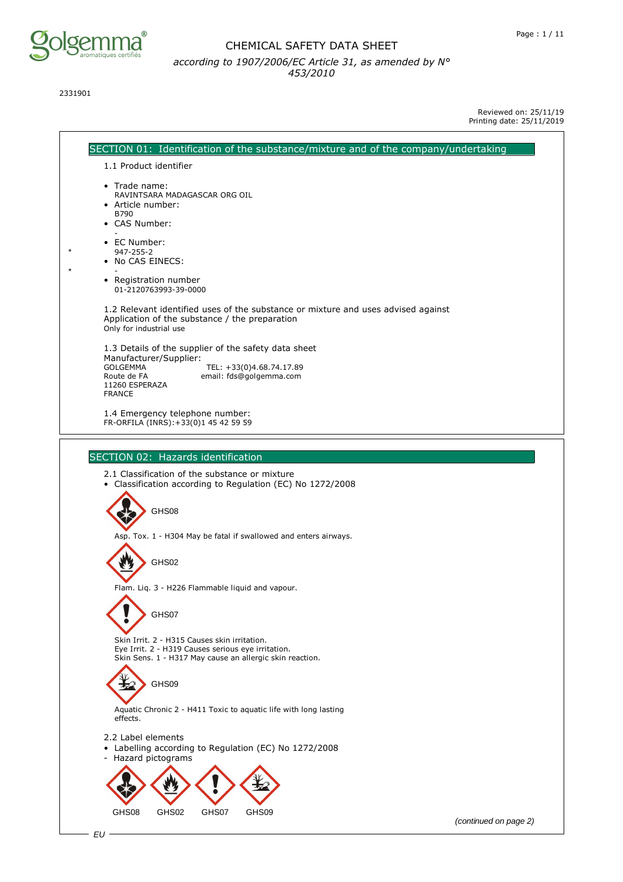# CHEMICAL SAFETY DATA SHEET

*according to 1907/2006/EC Article 31, as amended by N° 453/2010*

2331901

Reviewed on: 25/11/19
Printing date: 25/11/2019

## SECTION 01: Identification of the substance/mixture and of the company/undertaking

1.1 Product identifier

- Trade name:
  RAVINTSARA MADAGASCAR ORG OIL
- Article number:
  B790
- CAS Number:
  -
- EC Number:
  947-255-2
- No CAS EINECS:
  -
- Registration number
  01-2120763993-39-0000

1.2 Relevant identified uses of the substance or mixture and uses advised against
Application of the substance / the preparation
Only for industrial use

1.3 Details of the supplier of the safety data sheet
Manufacturer/Supplier:
GOLGEMMA
Route de FA
11260 ESPERAZA
FRANCE
TEL: +33(0)4.68.74.17.89
email: fds@golgemma.com

1.4 Emergency telephone number:
FR-ORFILA (INRS):+33(0)1 45 42 59 59

## SECTION 02: Hazards identification

2.1 Classification of the substance or mixture

- Classification according to Regulation (EC) No 1272/2008

GHS08

Asp. Tox. 1 - H304 May be fatal if swallowed and enters airways.

GHS02

Flam. Liq. 3 - H226 Flammable liquid and vapour.

GHS07

Skin Irrit. 2 - H315 Causes skin irritation.
Eye Irrit. 2 - H319 Causes serious eye irritation.
Skin Sens. 1 - H317 May cause an allergic skin reaction.

GHS09

Aquatic Chronic 2 - H411 Toxic to aquatic life with long lasting effects.

2.2 Label elements

- Labelling according to Regulation (EC) No 1272/2008
- Hazard pictograms

GHS08 GHS02 GHS07 GHS09

*(continued on page 2)*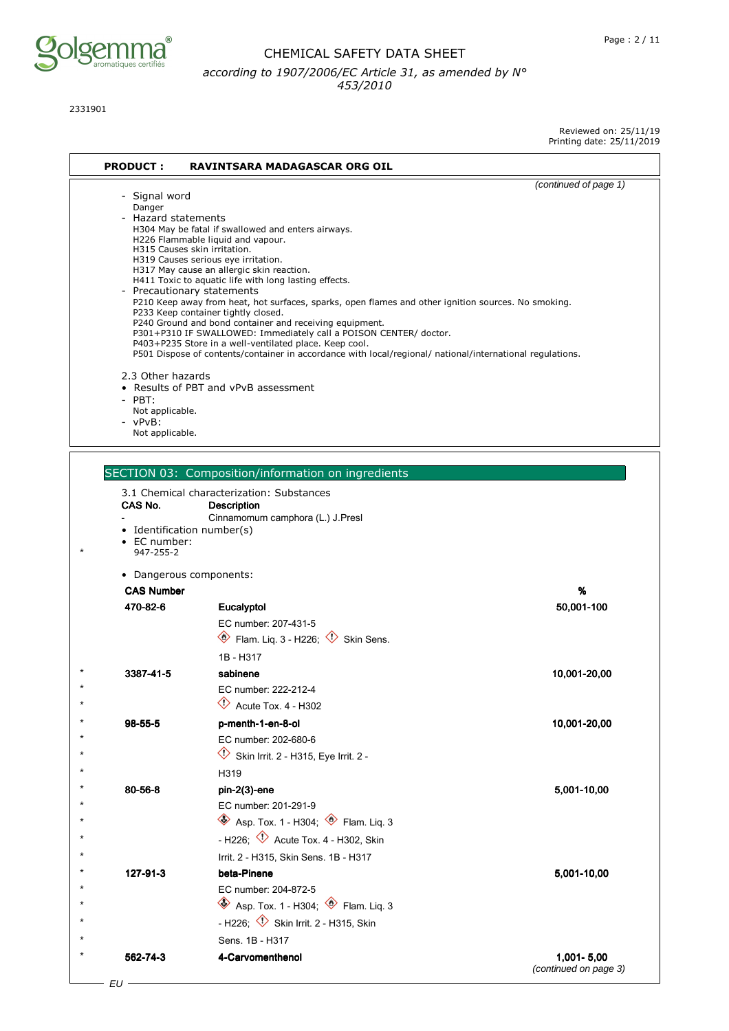**PRODUCT : RAVINTSARA MADAGASCAR ORG OIL**

*(continued of page 1)*

- Signal word
  Danger
- Hazard statements
  H304 May be fatal if swallowed and enters airways.
  H226 Flammable liquid and vapour.
  H315 Causes skin irritation.
  H319 Causes serious eye irritation.
  H317 May cause an allergic skin reaction.
  H411 Toxic to aquatic life with long lasting effects.
- Precautionary statements
  P210 Keep away from heat, hot surfaces, sparks, open flames and other ignition sources. No smoking.
  P233 Keep container tightly closed.
  P240 Ground and bond container and receiving equipment.
  P301+P310 IF SWALLOWED: Immediately call a POISON CENTER/ doctor.
  P403+P235 Store in a well-ventilated place. Keep cool.
  P501 Dispose of contents/container in accordance with local/regional/ national/international regulations.

2.3 Other hazards

- Results of PBT and vPvB assessment
- PBT:
  Not applicable.
- vPvB:
  Not applicable.

## SECTION 03: Composition/information on ingredients

3.1 Chemical characterization: Substances

| CAS No. | Description |
|---|---|
| - | Cinnamomum camphora (L.) J.Presl |

- Identification number(s)
- EC number:
  \* 947-255-2

- Dangerous components:

| CAS Number | | % |
|---|---|---|
| 470-82-6 | **Eucalyptol**<br>EC number: 207-431-5<br>Flam. Liq. 3 - H226; Skin Sens. 1B - H317 | 50,001-100 |
| \* 3387-41-5 | **sabinene**<br>EC number: 222-212-4<br>Acute Tox. 4 - H302 | 10,001-20,00 |
| \* 98-55-5 | **p-menth-1-en-8-ol**<br>EC number: 202-680-6<br>Skin Irrit. 2 - H315, Eye Irrit. 2 - H319 | 10,001-20,00 |
| \* 80-56-8 | **pin-2(3)-ene**<br>EC number: 201-291-9<br>Asp. Tox. 1 - H304; Flam. Liq. 3 - H226; Acute Tox. 4 - H302, Skin Irrit. 2 - H315, Skin Sens. 1B - H317 | 5,001-10,00 |
| \* 127-91-3 | **beta-Pinene**<br>EC number: 204-872-5<br>Asp. Tox. 1 - H304; Flam. Liq. 3 - H226; Skin Irrit. 2 - H315, Skin Sens. 1B - H317 | 5,001-10,00 |
| \* 562-74-3 | **4-Carvomenthenol** | 1,001- 5,00 |

*(continued on page 3)*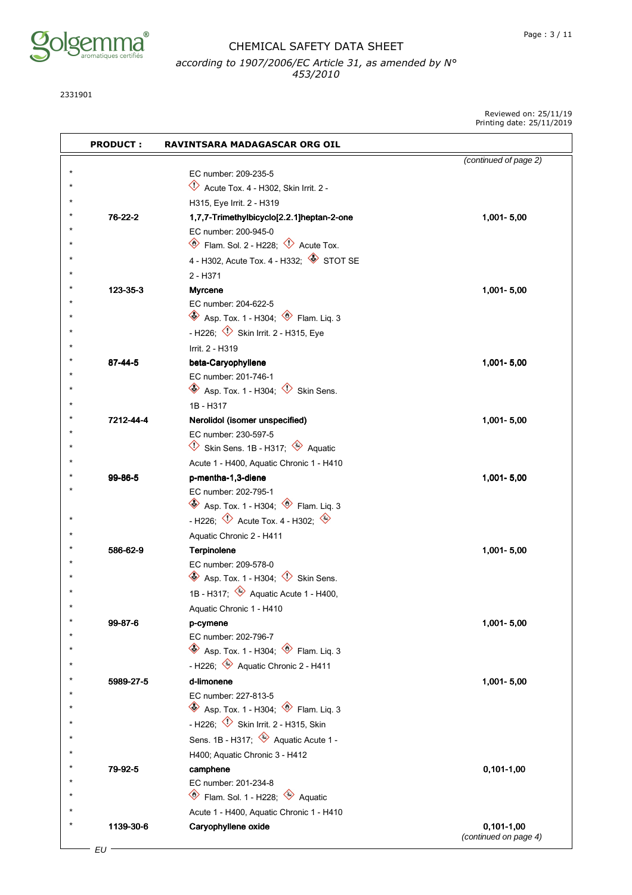2331901

Reviewed on: 25/11/19
Printing date: 25/11/2019

**PRODUCT : RAVINTSARA MADAGASCAR ORG OIL**

*(continued of page 2)*

| * | CAS | Name | % |
|---|---|---|---|
| * | | EC number: 209-235-5<br>Acute Tox. 4 - H302, Skin Irrit. 2 - H315, Eye Irrit. 2 - H319 | |
| * | 76-22-2 | **1,7,7-Trimethylbicyclo[2.2.1]heptan-2-one**<br>EC number: 200-945-0<br>Flam. Sol. 2 - H228; Acute Tox. 4 - H302, Acute Tox. 4 - H332; STOT SE 2 - H371 | 1,001- 5,00 |
| * | 123-35-3 | **Myrcene**<br>EC number: 204-622-5<br>Asp. Tox. 1 - H304; Flam. Liq. 3 - H226; Skin Irrit. 2 - H315, Eye Irrit. 2 - H319 | 1,001- 5,00 |
| * | 87-44-5 | **beta-Caryophyllene**<br>EC number: 201-746-1<br>Asp. Tox. 1 - H304; Skin Sens. 1B - H317 | 1,001- 5,00 |
| * | 7212-44-4 | **Nerolidol (isomer unspecified)**<br>EC number: 230-597-5<br>Skin Sens. 1B - H317; Aquatic Acute 1 - H400, Aquatic Chronic 1 - H410 | 1,001- 5,00 |
| * | 99-86-5 | **p-mentha-1,3-diene**<br>EC number: 202-795-1<br>Asp. Tox. 1 - H304; Flam. Liq. 3 - H226; Acute Tox. 4 - H302; Aquatic Chronic 2 - H411 | 1,001- 5,00 |
| * | 586-62-9 | **Terpinolene**<br>EC number: 209-578-0<br>Asp. Tox. 1 - H304; Skin Sens. 1B - H317; Aquatic Acute 1 - H400, Aquatic Chronic 1 - H410 | 1,001- 5,00 |
| * | 99-87-6 | **p-cymene**<br>EC number: 202-796-7<br>Asp. Tox. 1 - H304; Flam. Liq. 3 - H226; Aquatic Chronic 2 - H411 | 1,001- 5,00 |
| * | 5989-27-5 | **d-limonene**<br>EC number: 227-813-5<br>Asp. Tox. 1 - H304; Flam. Liq. 3 - H226; Skin Irrit. 2 - H315, Skin Sens. 1B - H317; Aquatic Acute 1 - H400; Aquatic Chronic 3 - H412 | 1,001- 5,00 |
| * | 79-92-5 | **camphene**<br>EC number: 201-234-8<br>Flam. Sol. 1 - H228; Aquatic Acute 1 - H400, Aquatic Chronic 1 - H410 | 0,101-1,00 |
| * | 1139-30-6 | **Caryophyllene oxide** | 0,101-1,00 |

*(continued on page 4)*

EU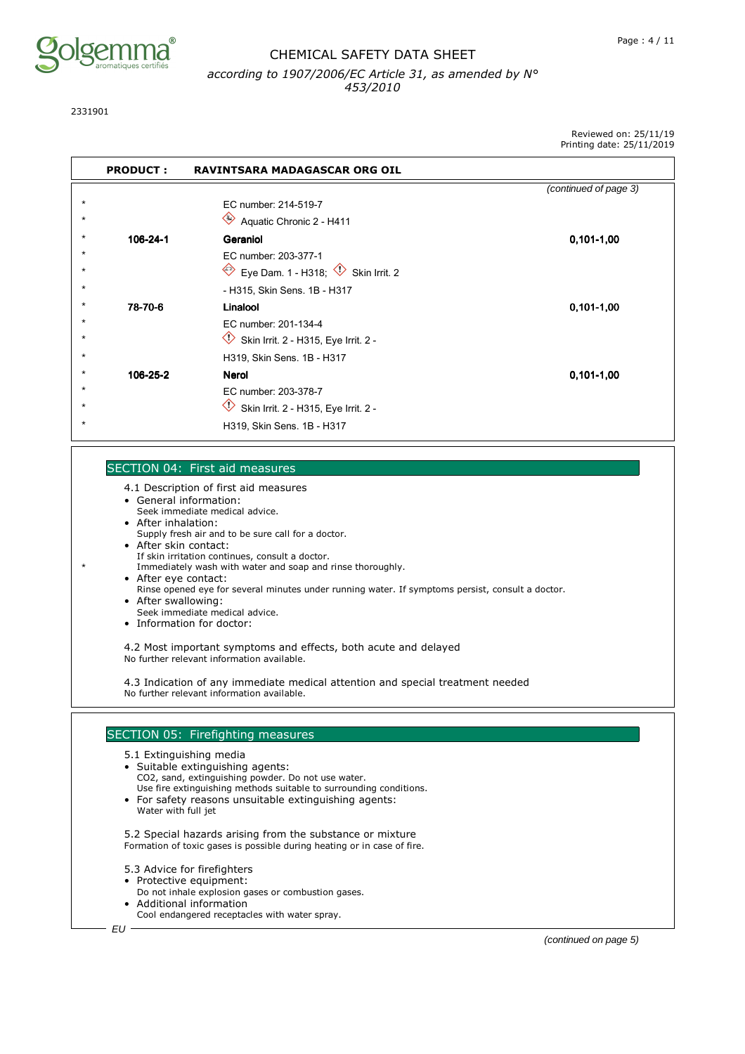**PRODUCT : RAVINTSARA MADAGASCAR ORG OIL**

*(continued of page 3)*

| | CAS | Name / Classification | Concentration |
|---|---|---|---|
| * | | EC number: 214-519-7 | |
| * | | Aquatic Chronic 2 - H411 | |
| * | 106-24-1 | **Geraniol** | 0,101-1,00 |
| * | | EC number: 203-377-1 | |
| * | | Eye Dam. 1 - H318; Skin Irrit. 2 | |
| * | | - H315, Skin Sens. 1B - H317 | |
| * | 78-70-6 | **Linalool** | 0,101-1,00 |
| * | | EC number: 201-134-4 | |
| * | | Skin Irrit. 2 - H315, Eye Irrit. 2 - | |
| * | | H319, Skin Sens. 1B - H317 | |
| * | 106-25-2 | **Nerol** | 0,101-1,00 |
| * | | EC number: 203-378-7 | |
| * | | Skin Irrit. 2 - H315, Eye Irrit. 2 - | |
| * | | H319, Skin Sens. 1B - H317 | |

## SECTION 04: First aid measures

4.1 Description of first aid measures

- General information:
  Seek immediate medical advice.
- After inhalation:
  Supply fresh air and to be sure call for a doctor.
- After skin contact:
  If skin irritation continues, consult a doctor.
  \* Immediately wash with water and soap and rinse thoroughly.
- After eye contact:
  Rinse opened eye for several minutes under running water. If symptoms persist, consult a doctor.
- After swallowing:
  Seek immediate medical advice.
- Information for doctor:

4.2 Most important symptoms and effects, both acute and delayed
No further relevant information available.

4.3 Indication of any immediate medical attention and special treatment needed
No further relevant information available.

## SECTION 05: Firefighting measures

5.1 Extinguishing media

- Suitable extinguishing agents:
  $CO_2$, sand, extinguishing powder. Do not use water.
  Use fire extinguishing methods suitable to surrounding conditions.
- For safety reasons unsuitable extinguishing agents:
  Water with full jet

5.2 Special hazards arising from the substance or mixture
Formation of toxic gases is possible during heating or in case of fire.

5.3 Advice for firefighters

- Protective equipment:
  Do not inhale explosion gases or combustion gases.
- Additional information
  Cool endangered receptacles with water spray.

*(continued on page 5)*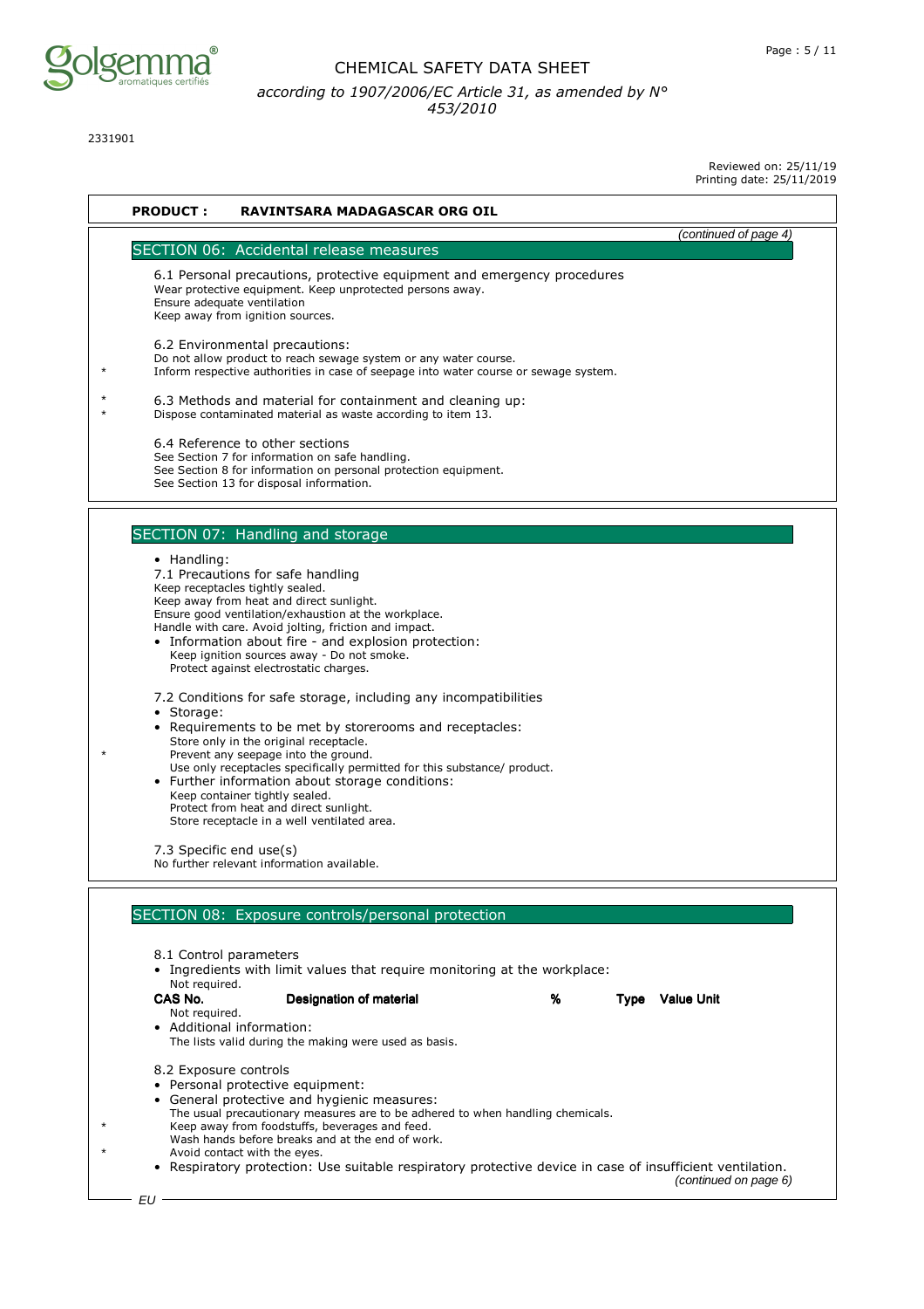2331901

Reviewed on: 25/11/19
Printing date: 25/11/2019

**PRODUCT : RAVINTSARA MADAGASCAR ORG OIL**

*(continued of page 4)*

## SECTION 06: Accidental release measures

6.1 Personal precautions, protective equipment and emergency procedures
Wear protective equipment. Keep unprotected persons away.
Ensure adequate ventilation
Keep away from ignition sources.

6.2 Environmental precautions:
Do not allow product to reach sewage system or any water course.
\* Inform respective authorities in case of seepage into water course or sewage system.

\* 6.3 Methods and material for containment and cleaning up:
\* Dispose contaminated material as waste according to item 13.

6.4 Reference to other sections
See Section 7 for information on safe handling.
See Section 8 for information on personal protection equipment.
See Section 13 for disposal information.

## SECTION 07: Handling and storage

- Handling:

7.1 Precautions for safe handling
Keep receptacles tightly sealed.
Keep away from heat and direct sunlight.
Ensure good ventilation/exhaustion at the workplace.
Handle with care. Avoid jolting, friction and impact.

- Information about fire - and explosion protection:
  Keep ignition sources away - Do not smoke.
  Protect against electrostatic charges.

7.2 Conditions for safe storage, including any incompatibilities

- Storage:
- Requirements to be met by storerooms and receptacles:
  Store only in the original receptacle.
  \* Prevent any seepage into the ground.
  Use only receptacles specifically permitted for this substance/ product.
- Further information about storage conditions:
  Keep container tightly sealed.
  Protect from heat and direct sunlight.
  Store receptacle in a well ventilated area.

7.3 Specific end use(s)
No further relevant information available.

## SECTION 08: Exposure controls/personal protection

8.1 Control parameters

- Ingredients with limit values that require monitoring at the workplace:
  Not required.

| CAS No. | Designation of material | % | Type | Value Unit |
|---|---|---|---|---|
| Not required. | | | | |

- Additional information:
  The lists valid during the making were used as basis.

8.2 Exposure controls

- Personal protective equipment:
- General protective and hygienic measures:
  The usual precautionary measures are to be adhered to when handling chemicals.
  \* Keep away from foodstuffs, beverages and feed.
  Wash hands before breaks and at the end of work.
  \* Avoid contact with the eyes.
- Respiratory protection: Use suitable respiratory protective device in case of insufficient ventilation.

*(continued on page 6)*

EU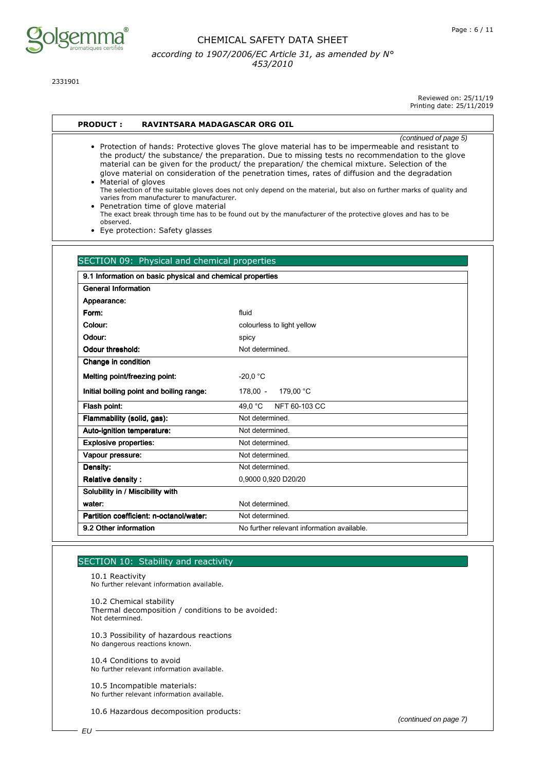2331901

Reviewed on: 25/11/19
Printing date: 25/11/2019

**PRODUCT : RAVINTSARA MADAGASCAR ORG OIL**

*(continued of page 5)*

- Protection of hands: Protective gloves The glove material has to be impermeable and resistant to the product/ the substance/ the preparation. Due to missing tests no recommendation to the glove material can be given for the product/ the preparation/ the chemical mixture. Selection of the glove material on consideration of the penetration times, rates of diffusion and the degradation
- Material of gloves
  The selection of the suitable gloves does not only depend on the material, but also on further marks of quality and varies from manufacturer to manufacturer.
- Penetration time of glove material
  The exact break through time has to be found out by the manufacturer of the protective gloves and has to be observed.
- Eye protection: Safety glasses

## SECTION 09: Physical and chemical properties

| 9.1 Information on basic physical and chemical properties | |
|---|---|
| **General Information** | |
| **Appearance:** | |
| **Form:** | fluid |
| **Colour:** | colourless to light yellow |
| **Odour:** | spicy |
| **Odour threshold:** | Not determined. |
| **Change in condition** | |
| **Melting point/freezing point:** | -20,0 °C |
| **Initial boiling point and boiling range:** | 178,00 - 179,00 °C |
| **Flash point:** | 49,0 °C NFT 60-103 CC |
| **Flammability (solid, gas):** | Not determined. |
| **Auto-ignition temperature:** | Not determined. |
| **Explosive properties:** | Not determined. |
| **Vapour pressure:** | Not determined. |
| **Density:** | Not determined. |
| **Relative density :** | 0,9000 0,920 D20/20 |
| **Solubility in / Miscibility with** | |
| **water:** | Not determined. |
| **Partition coefficient: n-octanol/water:** | Not determined. |
| **9.2 Other information** | No further relevant information available. |

## SECTION 10: Stability and reactivity

10.1 Reactivity
No further relevant information available.

10.2 Chemical stability
Thermal decomposition / conditions to be avoided:
Not determined.

10.3 Possibility of hazardous reactions
No dangerous reactions known.

10.4 Conditions to avoid
No further relevant information available.

10.5 Incompatible materials:
No further relevant information available.

10.6 Hazardous decomposition products:

*(continued on page 7)*

EU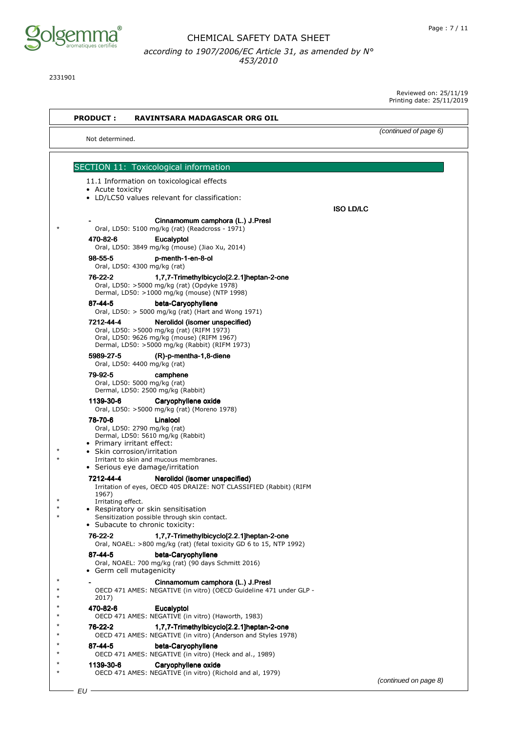**PRODUCT : RAVINTSARA MADAGASCAR ORG OIL**

*(continued of page 6)*

Not determined.

## SECTION 11: Toxicological information

11.1 Information on toxicological effects

- Acute toxicity
- LD/LC50 values relevant for classification:

**ISO LD/LC**

**- Cinnamomum camphora (L.) J.Presl**
\* Oral, LD50: 5100 mg/kg (rat) (Readcross - 1971)

**470-82-6 Eucalyptol**
Oral, LD50: 3849 mg/kg (mouse) (Jiao Xu, 2014)

**98-55-5 p-menth-1-en-8-ol**
Oral, LD50: 4300 mg/kg (rat)

**76-22-2 1,7,7-Trimethylbicyclo[2.2.1]heptan-2-one**
Oral, LD50: >5000 mg/kg (rat) (Opdyke 1978)
Dermal, LD50: >1000 mg/kg (mouse) (NTP 1998)

**87-44-5 beta-Caryophyllene**
Oral, LD50: > 5000 mg/kg (rat) (Hart and Wong 1971)

**7212-44-4 Nerolidol (isomer unspecified)**
Oral, LD50: >5000 mg/kg (rat) (RIFM 1973)
Oral, LD50: 9626 mg/kg (mouse) (RIFM 1967)
Dermal, LD50: >5000 mg/kg (Rabbit) (RIFM 1973)

**5989-27-5 (R)-p-mentha-1,8-diene**
Oral, LD50: 4400 mg/kg (rat)

**79-92-5 camphene**
Oral, LD50: 5000 mg/kg (rat)
Dermal, LD50: 2500 mg/kg (Rabbit)

**1139-30-6 Caryophyllene oxide**
Oral, LD50: >5000 mg/kg (rat) (Moreno 1978)

**78-70-6 Linalool**
Oral, LD50: 2790 mg/kg (rat)
Dermal, LD50: 5610 mg/kg (Rabbit)

- Primary irritant effect:
- \* Skin corrosion/irritation
  \* Irritant to skin and mucous membranes.
- Serious eye damage/irritation

**7212-44-4 Nerolidol (isomer unspecified)**
Irritation of eyes, OECD 405 DRAIZE: NOT CLASSIFIED (Rabbit) (RIFM 1967)

\* Irritating effect.

- \* Respiratory or skin sensitisation
  \* Sensitization possible through skin contact.
- Subacute to chronic toxicity:

**76-22-2 1,7,7-Trimethylbicyclo[2.2.1]heptan-2-one**
Oral, NOAEL: >800 mg/kg (rat) (fetal toxicity GD 6 to 15, NTP 1992)

**87-44-5 beta-Caryophyllene**
Oral, NOAEL: 700 mg/kg (rat) (90 days Schmitt 2016)

- Germ cell mutagenicity

\* **- Cinnamomum camphora (L.) J.Presl**
\* OECD 471 AMES: NEGATIVE (in vitro) (OECD Guideline 471 under GLP - 2017)

\* **470-82-6 Eucalyptol**
\* OECD 471 AMES: NEGATIVE (in vitro) (Haworth, 1983)

\* **76-22-2 1,7,7-Trimethylbicyclo[2.2.1]heptan-2-one**
\* OECD 471 AMES: NEGATIVE (in vitro) (Anderson and Styles 1978)

\* **87-44-5 beta-Caryophyllene**
\* OECD 471 AMES: NEGATIVE (in vitro) (Heck and al., 1989)

\* **1139-30-6 Caryophyllene oxide**
\* OECD 471 AMES: NEGATIVE (in vitro) (Richold and al, 1979)

*(continued on page 8)*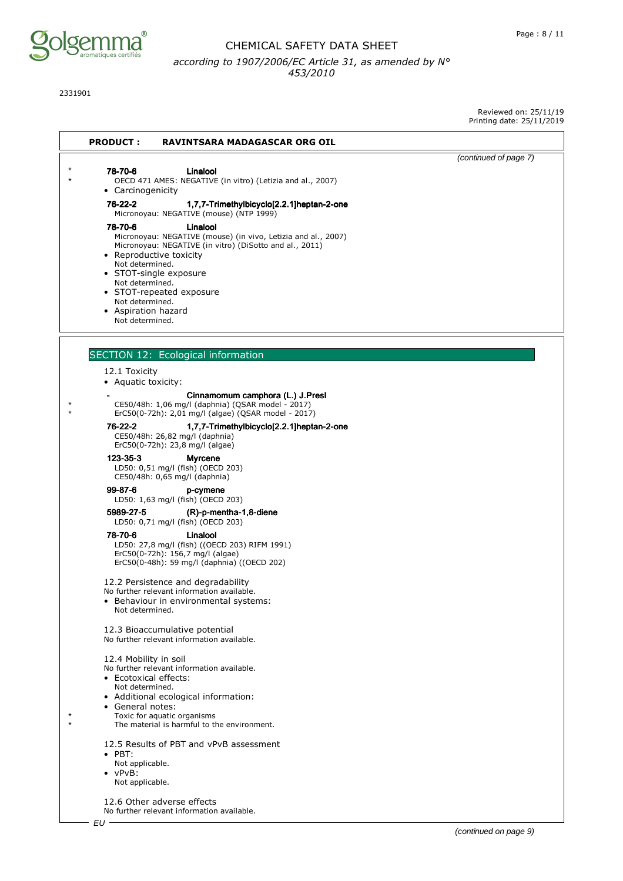2331901

Reviewed on: 25/11/19
Printing date: 25/11/2019

**PRODUCT : RAVINTSARA MADAGASCAR ORG OIL**

*(continued of page 7)*

**78-70-6 Linalool**
OECD 471 AMES: NEGATIVE (in vitro) (Letizia and al., 2007)

- Carcinogenicity

**76-22-2 1,7,7-Trimethylbicyclo[2.2.1]heptan-2-one**
Micronoyau: NEGATIVE (mouse) (NTP 1999)

**78-70-6 Linalool**
Micronoyau: NEGATIVE (mouse) (in vivo, Letizia and al., 2007)
Micronoyau: NEGATIVE (in vitro) (DiSotto and al., 2011)

- Reproductive toxicity
  Not determined.
- STOT-single exposure
  Not determined.
- STOT-repeated exposure
  Not determined.
- Aspiration hazard
  Not determined.

## SECTION 12: Ecological information

12.1 Toxicity

- Aquatic toxicity:

**- Cinnamomum camphora (L.) J.Presl**
CE50/48h: 1,06 mg/l (daphnia) (QSAR model - 2017)
ErC50(0-72h): 2,01 mg/l (algae) (QSAR model - 2017)

**76-22-2 1,7,7-Trimethylbicyclo[2.2.1]heptan-2-one**
CE50/48h: 26,82 mg/l (daphnia)
ErC50(0-72h): 23,8 mg/l (algae)

**123-35-3 Myrcene**
LD50: 0,51 mg/l (fish) (OECD 203)
CE50/48h: 0,65 mg/l (daphnia)

**99-87-6 p-cymene**
LD50: 1,63 mg/l (fish) (OECD 203)

**5989-27-5 (R)-p-mentha-1,8-diene**
LD50: 0,71 mg/l (fish) (OECD 203)

**78-70-6 Linalool**
LD50: 27,8 mg/l (fish) ((OECD 203) RIFM 1991)
ErC50(0-72h): 156,7 mg/l (algae)
ErC50(0-48h): 59 mg/l (daphnia) ((OECD 202)

12.2 Persistence and degradability
No further relevant information available.

- Behaviour in environmental systems:
  Not determined.

12.3 Bioaccumulative potential
No further relevant information available.

12.4 Mobility in soil
No further relevant information available.

- Ecotoxical effects:
  Not determined.
- Additional ecological information:
- General notes:
  Toxic for aquatic organisms
  The material is harmful to the environment.

12.5 Results of PBT and vPvB assessment

- PBT:
  Not applicable.
- vPvB:
  Not applicable.

12.6 Other adverse effects
No further relevant information available.

EU

*(continued on page 9)*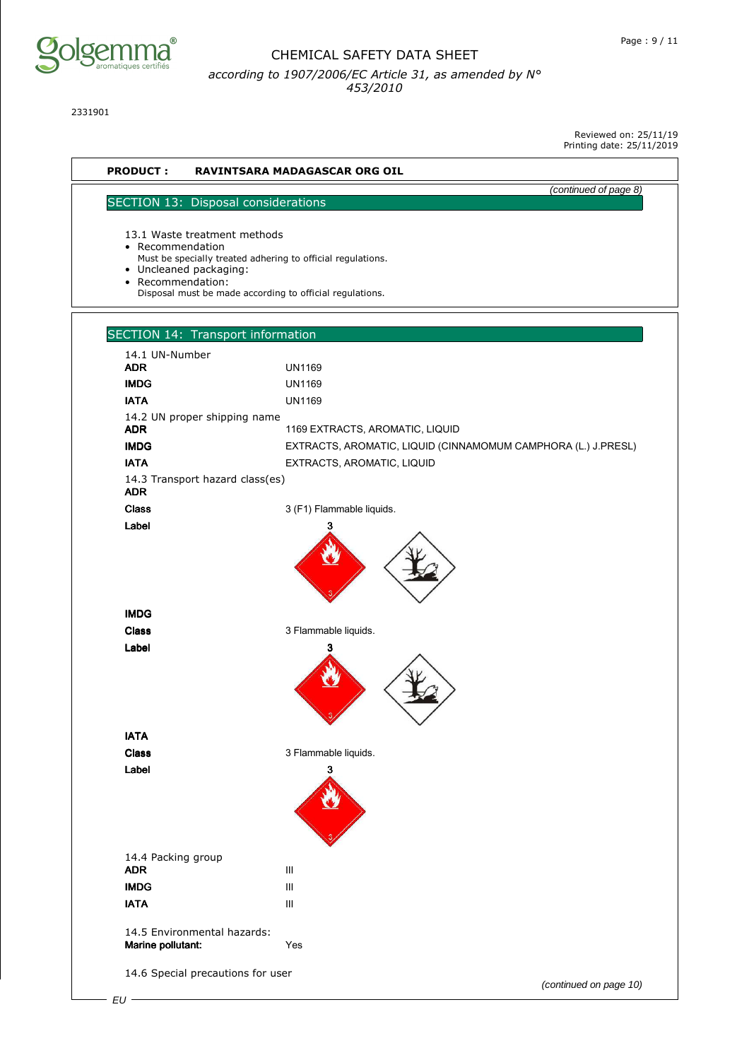2331901

Reviewed on: 25/11/19
Printing date: 25/11/2019

**PRODUCT : RAVINTSARA MADAGASCAR ORG OIL**

*(continued of page 8)*

## SECTION 13: Disposal considerations

13.1 Waste treatment methods

- Recommendation
  Must be specially treated adhering to official regulations.
- Uncleaned packaging:
- Recommendation:
  Disposal must be made according to official regulations.

## SECTION 14: Transport information

14.1 UN-Number

| | |
|---|---|
| **ADR** | UN1169 |
| **IMDG** | UN1169 |
| **IATA** | UN1169 |

14.2 UN proper shipping name

| | |
|---|---|
| **ADR** | 1169 EXTRACTS, AROMATIC, LIQUID |
| **IMDG** | EXTRACTS, AROMATIC, LIQUID (CINNAMOMUM CAMPHORA (L.) J.PRESL) |
| **IATA** | EXTRACTS, AROMATIC, LIQUID |

14.3 Transport hazard class(es)

**ADR**

| | |
|---|---|
| **Class** | 3 (F1) Flammable liquids. |
| **Label** | 3 |

**IMDG**

| | |
|---|---|
| **Class** | 3 Flammable liquids. |
| **Label** | 3 |

**IATA**

| | |
|---|---|
| **Class** | 3 Flammable liquids. |
| **Label** | 3 |

14.4 Packing group

| | |
|---|---|
| **ADR** | III |
| **IMDG** | III |
| **IATA** | III |

14.5 Environmental hazards:

| | |
|---|---|
| **Marine pollutant:** | Yes |

14.6 Special precautions for user

*(continued on page 10)*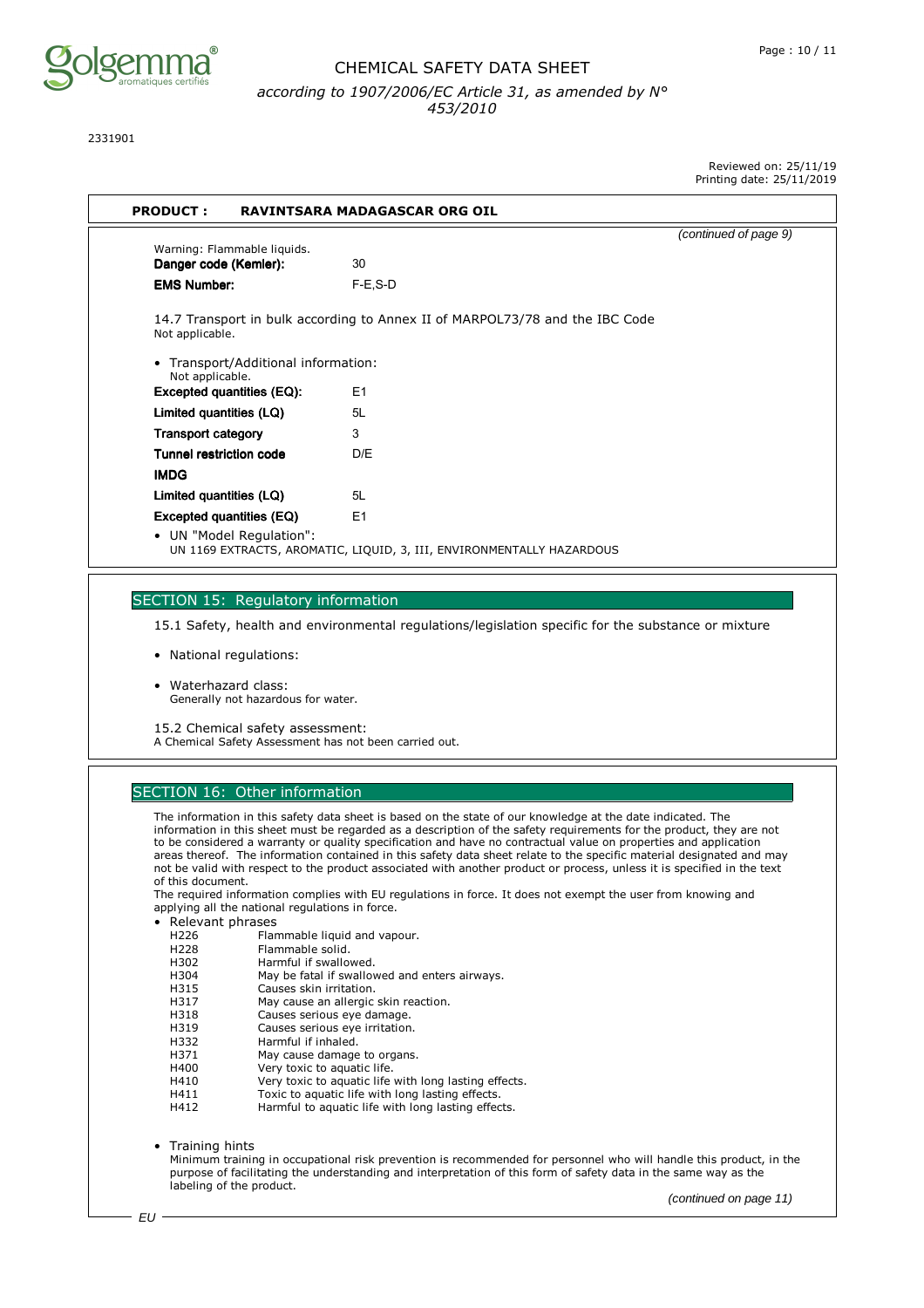2331901

Reviewed on: 25/11/19
Printing date: 25/11/2019

**PRODUCT : RAVINTSARA MADAGASCAR ORG OIL**

*(continued of page 9)*

Warning: Flammable liquids.

| | |
|---|---|
| **Danger code (Kemler):** | 30 |
| **EMS Number:** | F-E,S-D |

14.7 Transport in bulk according to Annex II of MARPOL73/78 and the IBC Code
Not applicable.

- Transport/Additional information:
  Not applicable.

| | |
|---|---|
| **Excepted quantities (EQ):** | E1 |
| **Limited quantities (LQ)** | 5L |
| **Transport category** | 3 |
| **Tunnel restriction code** | D/E |
| **IMDG** | |
| **Limited quantities (LQ)** | 5L |
| **Excepted quantities (EQ)** | E1 |

- UN "Model Regulation":
  UN 1169 EXTRACTS, AROMATIC, LIQUID, 3, III, ENVIRONMENTALLY HAZARDOUS

## SECTION 15: Regulatory information

15.1 Safety, health and environmental regulations/legislation specific for the substance or mixture

- National regulations:
- Waterhazard class:
  Generally not hazardous for water.

15.2 Chemical safety assessment:
A Chemical Safety Assessment has not been carried out.

## SECTION 16: Other information

The information in this safety data sheet is based on the state of our knowledge at the date indicated. The information in this sheet must be regarded as a description of the safety requirements for the product, they are not to be considered a warranty or quality specification and have no contractual value on properties and application areas thereof. The information contained in this safety data sheet relate to the specific material designated and may not be valid with respect to the product associated with another product or process, unless it is specified in the text of this document.
The required information complies with EU regulations in force. It does not exempt the user from knowing and applying all the national regulations in force.

- Relevant phrases

| | |
|---|---|
| H226 | Flammable liquid and vapour. |
| H228 | Flammable solid. |
| H302 | Harmful if swallowed. |
| H304 | May be fatal if swallowed and enters airways. |
| H315 | Causes skin irritation. |
| H317 | May cause an allergic skin reaction. |
| H318 | Causes serious eye damage. |
| H319 | Causes serious eye irritation. |
| H332 | Harmful if inhaled. |
| H371 | May cause damage to organs. |
| H400 | Very toxic to aquatic life. |
| H410 | Very toxic to aquatic life with long lasting effects. |
| H411 | Toxic to aquatic life with long lasting effects. |
| H412 | Harmful to aquatic life with long lasting effects. |

- Training hints
  Minimum training in occupational risk prevention is recommended for personnel who will handle this product, in the purpose of facilitating the understanding and interpretation of this form of safety data in the same way as the labeling of the product.

*(continued on page 11)*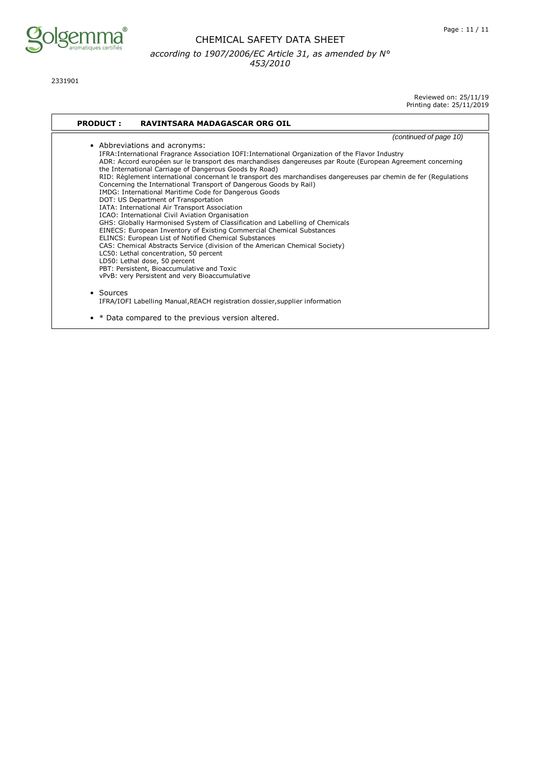**PRODUCT : RAVINTSARA MADAGASCAR ORG OIL**

*(continued of page 10)*

- Abbreviations and acronyms:

  IFRA:International Fragrance Association IOFI:International Organization of the Flavor Industry
  ADR: Accord européen sur le transport des marchandises dangereuses par Route (European Agreement concerning the International Carriage of Dangerous Goods by Road)
  RID: Règlement international concernant le transport des marchandises dangereuses par chemin de fer (Regulations Concerning the International Transport of Dangerous Goods by Rail)
  IMDG: International Maritime Code for Dangerous Goods
  DOT: US Department of Transportation
  IATA: International Air Transport Association
  ICAO: International Civil Aviation Organisation
  GHS: Globally Harmonised System of Classification and Labelling of Chemicals
  EINECS: European Inventory of Existing Commercial Chemical Substances
  ELINCS: European List of Notified Chemical Substances
  CAS: Chemical Abstracts Service (division of the American Chemical Society)
  LC50: Lethal concentration, 50 percent
  LD50: Lethal dose, 50 percent
  PBT: Persistent, Bioaccumulative and Toxic
  vPvB: very Persistent and very Bioaccumulative

- Sources

  IFRA/IOFI Labelling Manual,REACH registration dossier,supplier information

- * Data compared to the previous version altered.